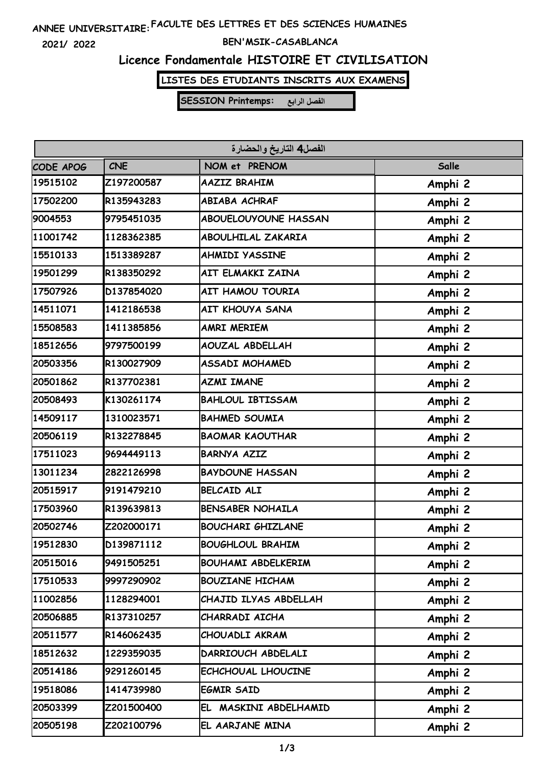ANNEE UNIVERSITAIRE: FACULTE DES LETTRES ET DES SCIENCES HUMAINES

2021/ 2022 BEN'MSIK-CASABLANCA

# Licence Fondamentale HISTOIRE ET CIVILISATION

**LISTES DES ETUDIANTS INSCRITS AUX EXAMENS**

**SESSION Printemps: الفصل الرابع**

| الفصل4 التاريخ والحضارة | | | |
|---|---|---|---|
| CODE APOG | CNE | NOM et PRENOM | Salle |
| 19515102 | Z197200587 | AAZIZ BRAHIM | Amphi 2 |
| 17502200 | R135943283 | ABIABA ACHRAF | Amphi 2 |
| 9004553 | 9795451035 | ABOUELOUYOUNE HASSAN | Amphi 2 |
| 11001742 | 1128362385 | ABOULHILAL ZAKARIA | Amphi 2 |
| 15510133 | 1513389287 | AHMIDI YASSINE | Amphi 2 |
| 19501299 | R138350292 | AIT ELMAKKI ZAINA | Amphi 2 |
| 17507926 | D137854020 | AIT HAMOU TOURIA | Amphi 2 |
| 14511071 | 1412186538 | AIT KHOUYA SANA | Amphi 2 |
| 15508583 | 1411385856 | AMRI MERIEM | Amphi 2 |
| 18512656 | 9797500199 | AOUZAL ABDELLAH | Amphi 2 |
| 20503356 | R130027909 | ASSADI MOHAMED | Amphi 2 |
| 20501862 | R137702381 | AZMI IMANE | Amphi 2 |
| 20508493 | K130261174 | BAHLOUL IBTISSAM | Amphi 2 |
| 14509117 | 1310023571 | BAHMED SOUMIA | Amphi 2 |
| 20506119 | R132278845 | BAOMAR KAOUTHAR | Amphi 2 |
| 17511023 | 9694449113 | BARNYA AZIZ | Amphi 2 |
| 13011234 | 2822126998 | BAYDOUNE HASSAN | Amphi 2 |
| 20515917 | 9191479210 | BELCAID ALI | Amphi 2 |
| 17503960 | R139639813 | BENSABER NOHAILA | Amphi 2 |
| 20502746 | Z202000171 | BOUCHARI GHIZLANE | Amphi 2 |
| 19512830 | D139871112 | BOUGHLOUL BRAHIM | Amphi 2 |
| 20515016 | 9491505251 | BOUHAMI ABDELKERIM | Amphi 2 |
| 17510533 | 9997290902 | BOUZIANE HICHAM | Amphi 2 |
| 11002856 | 1128294001 | CHAJID ILYAS ABDELLAH | Amphi 2 |
| 20506885 | R137310257 | CHARRADI AICHA | Amphi 2 |
| 20511577 | R146062435 | CHOUADLI AKRAM | Amphi 2 |
| 18512632 | 1229359035 | DARRIOUCH ABDELALI | Amphi 2 |
| 20514186 | 9291260145 | ECHCHOUAL LHOUCINE | Amphi 2 |
| 19518086 | 1414739980 | EGMIR SAID | Amphi 2 |
| 20503399 | Z201500400 | EL MASKINI ABDELHAMID | Amphi 2 |
| 20505198 | Z202100796 | EL AARJANE MINA | Amphi 2 |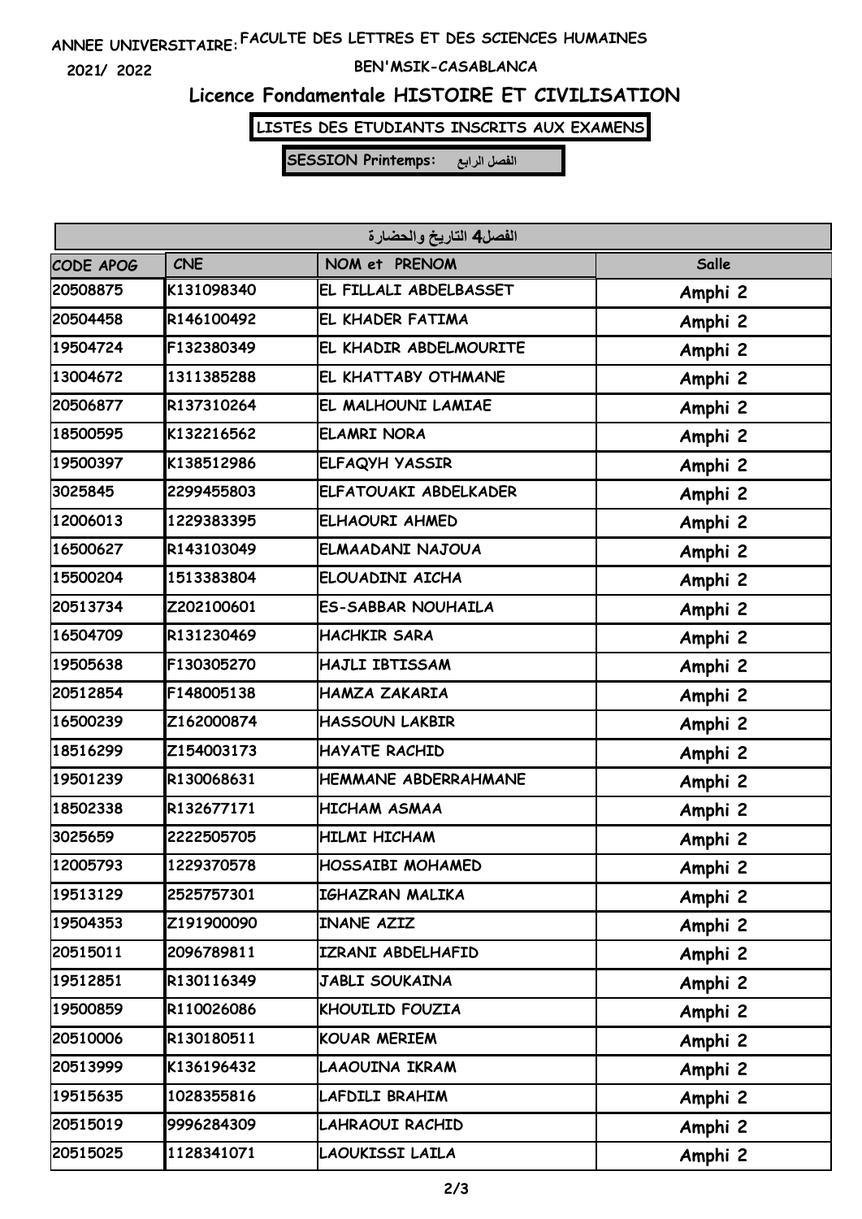ANNEE UNIVERSITAIRE: FACULTE DES LETTRES ET DES SCIENCES HUMAINES

2021/ 2022

BEN'MSIK-CASABLANCA

## Licence Fondamentale HISTOIRE ET CIVILISATION

**LISTES DES ETUDIANTS INSCRITS AUX EXAMENS**

**SESSION Printemps: الفصل الرابع**

| الفصل4 التاريخ والحضارة | | | |
|---|---|---|---|
| CODE APOG | CNE | NOM et PRENOM | Salle |
| 20508875 | K131098340 | EL FILLALI ABDELBASSET | Amphi 2 |
| 20504458 | R146100492 | EL KHADER FATIMA | Amphi 2 |
| 19504724 | F132380349 | EL KHADIR ABDELMOURITE | Amphi 2 |
| 13004672 | 1311385288 | EL KHATTABY OTHMANE | Amphi 2 |
| 20506877 | R137310264 | EL MALHOUNI LAMIAE | Amphi 2 |
| 18500595 | K132216562 | ELAMRI NORA | Amphi 2 |
| 19500397 | K138512986 | ELFAQYH YASSIR | Amphi 2 |
| 3025845 | 2299455803 | ELFATOUAKI ABDELKADER | Amphi 2 |
| 12006013 | 1229383395 | ELHAOURI AHMED | Amphi 2 |
| 16500627 | R143103049 | ELMAADANI NAJOUA | Amphi 2 |
| 15500204 | 1513383804 | ELOUADINI AICHA | Amphi 2 |
| 20513734 | Z202100601 | ES-SABBAR NOUHAILA | Amphi 2 |
| 16504709 | R131230469 | HACHKIR SARA | Amphi 2 |
| 19505638 | F130305270 | HAJLI IBTISSAM | Amphi 2 |
| 20512854 | F148005138 | HAMZA ZAKARIA | Amphi 2 |
| 16500239 | Z162000874 | HASSOUN LAKBIR | Amphi 2 |
| 18516299 | Z154003173 | HAYATE RACHID | Amphi 2 |
| 19501239 | R130068631 | HEMMANE ABDERRAHMANE | Amphi 2 |
| 18502338 | R132677171 | HICHAM ASMAA | Amphi 2 |
| 3025659 | 2222505705 | HILMI HICHAM | Amphi 2 |
| 12005793 | 1229370578 | HOSSAIBI MOHAMED | Amphi 2 |
| 19513129 | 2525757301 | IGHAZRAN MALIKA | Amphi 2 |
| 19504353 | Z191900090 | INANE AZIZ | Amphi 2 |
| 20515011 | 2096789811 | IZRANI ABDELHAFID | Amphi 2 |
| 19512851 | R130116349 | JABLI SOUKAINA | Amphi 2 |
| 19500859 | R110026086 | KHOUILID FOUZIA | Amphi 2 |
| 20510006 | R130180511 | KOUAR MERIEM | Amphi 2 |
| 20513999 | K136196432 | LAAOUINA IKRAM | Amphi 2 |
| 19515635 | 1028355816 | LAFDILI BRAHIM | Amphi 2 |
| 20515019 | 9996284309 | LAHRAOUI RACHID | Amphi 2 |
| 20515025 | 1128341071 | LAOUKISSI LAILA | Amphi 2 |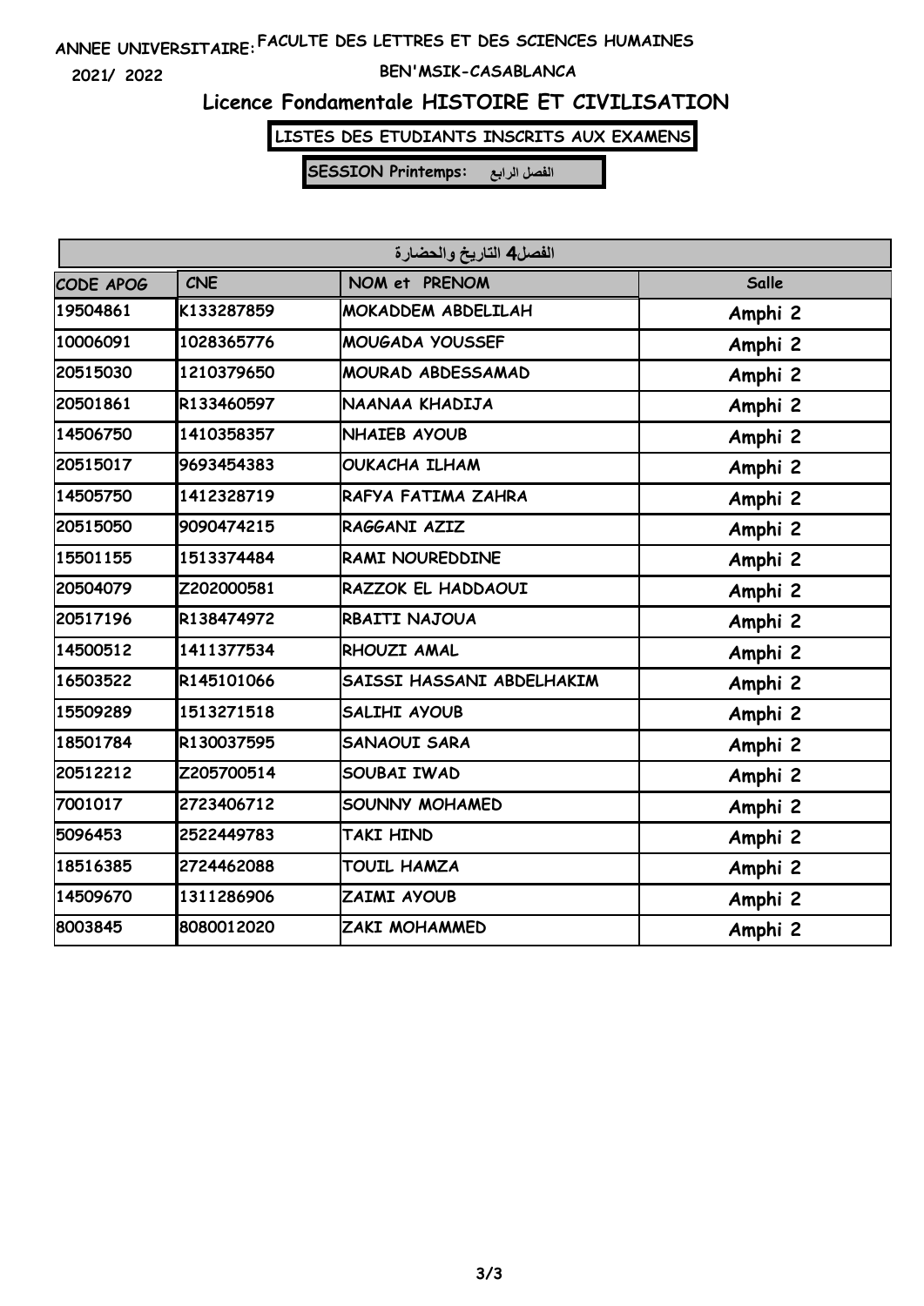ANNEE UNIVERSITAIRE: FACULTE DES LETTRES ET DES SCIENCES HUMAINES

2021/ 2022 BEN'MSIK-CASABLANCA

## Licence Fondamentale HISTOIRE ET CIVILISATION

**LISTES DES ETUDIANTS INSCRITS AUX EXAMENS**

**SESSION Printemps: الفصل الرابع**

| الفصل4 التاريخ والحضارة | | | |
|---|---|---|---|
| CODE APOG | CNE | NOM et PRENOM | Salle |
| 19504861 | K133287859 | MOKADDEM ABDELILAH | Amphi 2 |
| 10006091 | 1028365776 | MOUGADA YOUSSEF | Amphi 2 |
| 20515030 | 1210379650 | MOURAD ABDESSAMAD | Amphi 2 |
| 20501861 | R133460597 | NAANAA KHADIJA | Amphi 2 |
| 14506750 | 1410358357 | NHAIEB AYOUB | Amphi 2 |
| 20515017 | 9693454383 | OUKACHA ILHAM | Amphi 2 |
| 14505750 | 1412328719 | RAFYA FATIMA ZAHRA | Amphi 2 |
| 20515050 | 9090474215 | RAGGANI AZIZ | Amphi 2 |
| 15501155 | 1513374484 | RAMI NOUREDDINE | Amphi 2 |
| 20504079 | Z202000581 | RAZZOK EL HADDAOUI | Amphi 2 |
| 20517196 | R138474972 | RBAITI NAJOUA | Amphi 2 |
| 14500512 | 1411377534 | RHOUZI AMAL | Amphi 2 |
| 16503522 | R145101066 | SAISSI HASSANI ABDELHAKIM | Amphi 2 |
| 15509289 | 1513271518 | SALIHI AYOUB | Amphi 2 |
| 18501784 | R130037595 | SANAOUI SARA | Amphi 2 |
| 20512212 | Z205700514 | SOUBAI IWAD | Amphi 2 |
| 7001017 | 2723406712 | SOUNNY MOHAMED | Amphi 2 |
| 5096453 | 2522449783 | TAKI HIND | Amphi 2 |
| 18516385 | 2724462088 | TOUIL HAMZA | Amphi 2 |
| 14509670 | 1311286906 | ZAIMI AYOUB | Amphi 2 |
| 8003845 | 8080012020 | ZAKI MOHAMMED | Amphi 2 |